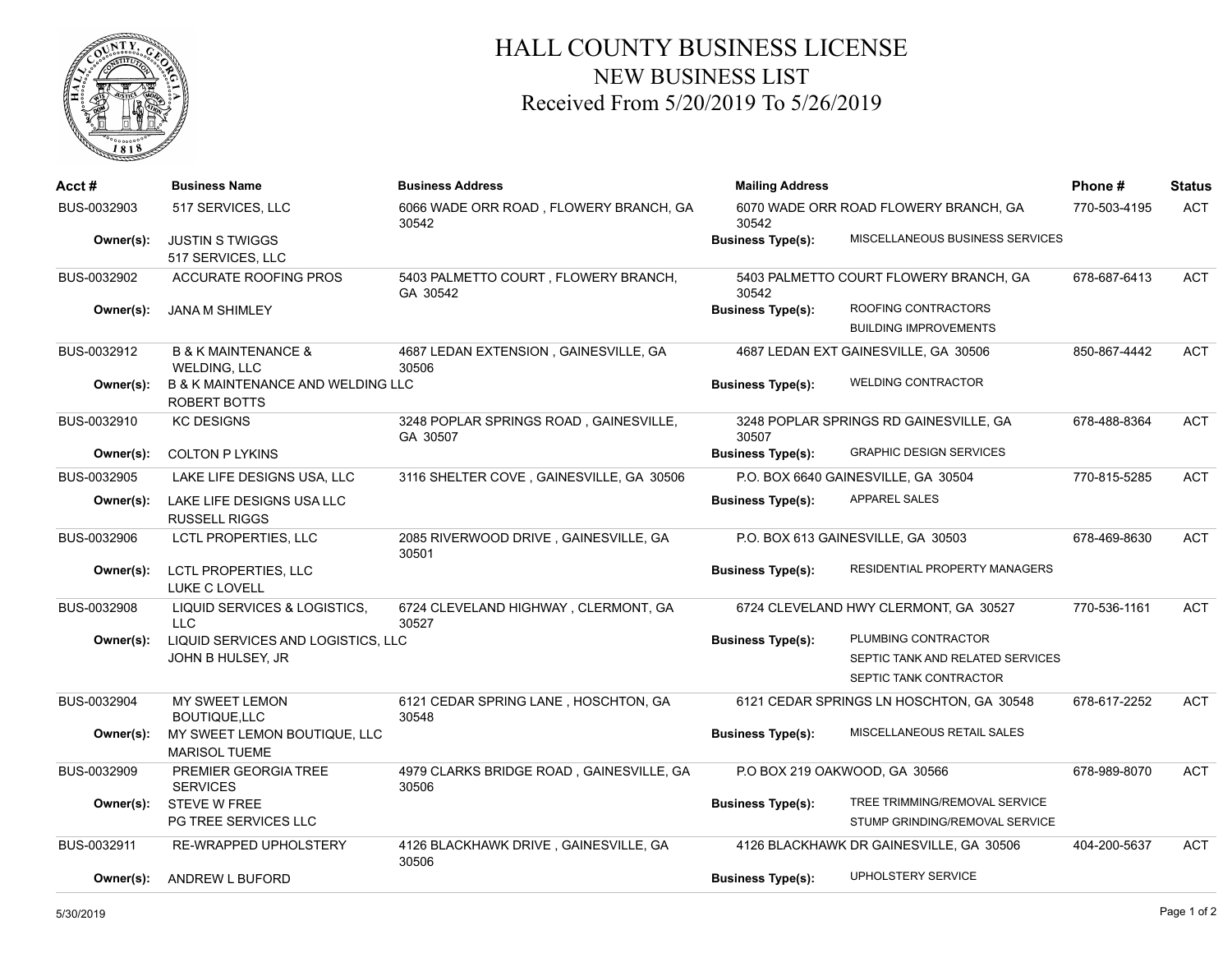# HALL COUNTY BUSINESS LICENSE
## NEW BUSINESS LIST
### Received From 5/20/2019 To 5/26/2019

| Acct # | Business Name | Business Address | Mailing Address | Phone # | Status |
|---|---|---|---|---|---|
| BUS-0032903 | 517 SERVICES, LLC | 6066 WADE ORR ROAD , FLOWERY BRANCH, GA 30542 | 6070 WADE ORR ROAD FLOWERY BRANCH, GA 30542 | 770-503-4195 | ACT |
| Owner(s): | JUSTIN S TWIGGS<br>517 SERVICES, LLC | | Business Type(s): MISCELLANEOUS BUSINESS SERVICES | | |
| BUS-0032902 | ACCURATE ROOFING PROS | 5403 PALMETTO COURT , FLOWERY BRANCH, GA 30542 | 5403 PALMETTO COURT FLOWERY BRANCH, GA 30542 | 678-687-6413 | ACT |
| Owner(s): | JANA M SHIMLEY | | Business Type(s): ROOFING CONTRACTORS<br>BUILDING IMPROVEMENTS | | |
| BUS-0032912 | B & K MAINTENANCE & WELDING, LLC | 4687 LEDAN EXTENSION , GAINESVILLE, GA 30506 | 4687 LEDAN EXT GAINESVILLE, GA 30506 | 850-867-4442 | ACT |
| Owner(s): | B & K MAINTENANCE AND WELDING LLC<br>ROBERT BOTTS | | Business Type(s): WELDING CONTRACTOR | | |
| BUS-0032910 | KC DESIGNS | 3248 POPLAR SPRINGS ROAD , GAINESVILLE, GA 30507 | 3248 POPLAR SPRINGS RD GAINESVILLE, GA 30507 | 678-488-8364 | ACT |
| Owner(s): | COLTON P LYKINS | | Business Type(s): GRAPHIC DESIGN SERVICES | | |
| BUS-0032905 | LAKE LIFE DESIGNS USA, LLC | 3116 SHELTER COVE , GAINESVILLE, GA 30506 | P.O. BOX 6640 GAINESVILLE, GA 30504 | 770-815-5285 | ACT |
| Owner(s): | LAKE LIFE DESIGNS USA LLC<br>RUSSELL RIGGS | | Business Type(s): APPAREL SALES | | |
| BUS-0032906 | LCTL PROPERTIES, LLC | 2085 RIVERWOOD DRIVE , GAINESVILLE, GA 30501 | P.O. BOX 613 GAINESVILLE, GA 30503 | 678-469-8630 | ACT |
| Owner(s): | LCTL PROPERTIES, LLC<br>LUKE C LOVELL | | Business Type(s): RESIDENTIAL PROPERTY MANAGERS | | |
| BUS-0032908 | LIQUID SERVICES & LOGISTICS, LLC | 6724 CLEVELAND HIGHWAY , CLERMONT, GA 30527 | 6724 CLEVELAND HWY CLERMONT, GA 30527 | 770-536-1161 | ACT |
| Owner(s): | LIQUID SERVICES AND LOGISTICS, LLC<br>JOHN B HULSEY, JR | | Business Type(s): PLUMBING CONTRACTOR<br>SEPTIC TANK AND RELATED SERVICES<br>SEPTIC TANK CONTRACTOR | | |
| BUS-0032904 | MY SWEET LEMON BOUTIQUE,LLC | 6121 CEDAR SPRING LANE , HOSCHTON, GA 30548 | 6121 CEDAR SPRINGS LN HOSCHTON, GA 30548 | 678-617-2252 | ACT |
| Owner(s): | MY SWEET LEMON BOUTIQUE, LLC<br>MARISOL TUEME | | Business Type(s): MISCELLANEOUS RETAIL SALES | | |
| BUS-0032909 | PREMIER GEORGIA TREE SERVICES | 4979 CLARKS BRIDGE ROAD , GAINESVILLE, GA 30506 | P.O BOX 219 OAKWOOD, GA 30566 | 678-989-8070 | ACT |
| Owner(s): | STEVE W FREE<br>PG TREE SERVICES LLC | | Business Type(s): TREE TRIMMING/REMOVAL SERVICE<br>STUMP GRINDING/REMOVAL SERVICE | | |
| BUS-0032911 | RE-WRAPPED UPHOLSTERY | 4126 BLACKHAWK DRIVE , GAINESVILLE, GA 30506 | 4126 BLACKHAWK DR GAINESVILLE, GA 30506 | 404-200-5637 | ACT |
| Owner(s): | ANDREW L BUFORD | | Business Type(s): UPHOLSTERY SERVICE | | |

5/30/2019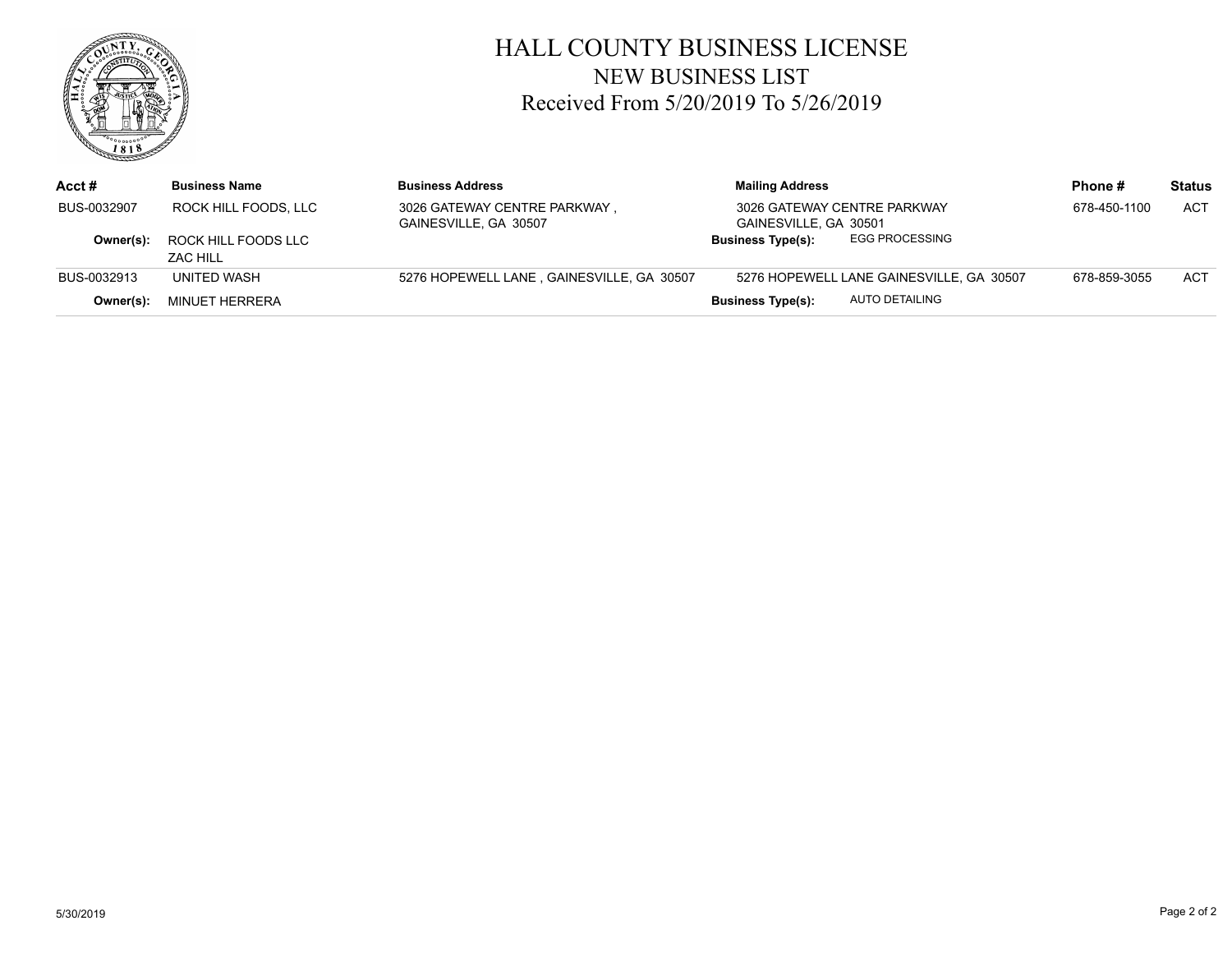# HALL COUNTY BUSINESS LICENSE

## NEW BUSINESS LIST

## Received From 5/20/2019 To 5/26/2019

| Acct # | Business Name | Business Address | Mailing Address | | Phone # | Status |
|---|---|---|---|---|---|---|
| BUS-0032907 | ROCK HILL FOODS, LLC | 3026 GATEWAY CENTRE PARKWAY , GAINESVILLE, GA 30507 | 3026 GATEWAY CENTRE PARKWAY GAINESVILLE, GA 30501 | | 678-450-1100 | ACT |
| **Owner(s):** | ROCK HILL FOODS LLC<br>ZAC HILL | | **Business Type(s):** | EGG PROCESSING | | |
| BUS-0032913 | UNITED WASH | 5276 HOPEWELL LANE , GAINESVILLE, GA 30507 | 5276 HOPEWELL LANE GAINESVILLE, GA 30507 | | 678-859-3055 | ACT |
| **Owner(s):** | MINUET HERRERA | | **Business Type(s):** | AUTO DETAILING | | |

5/30/2019